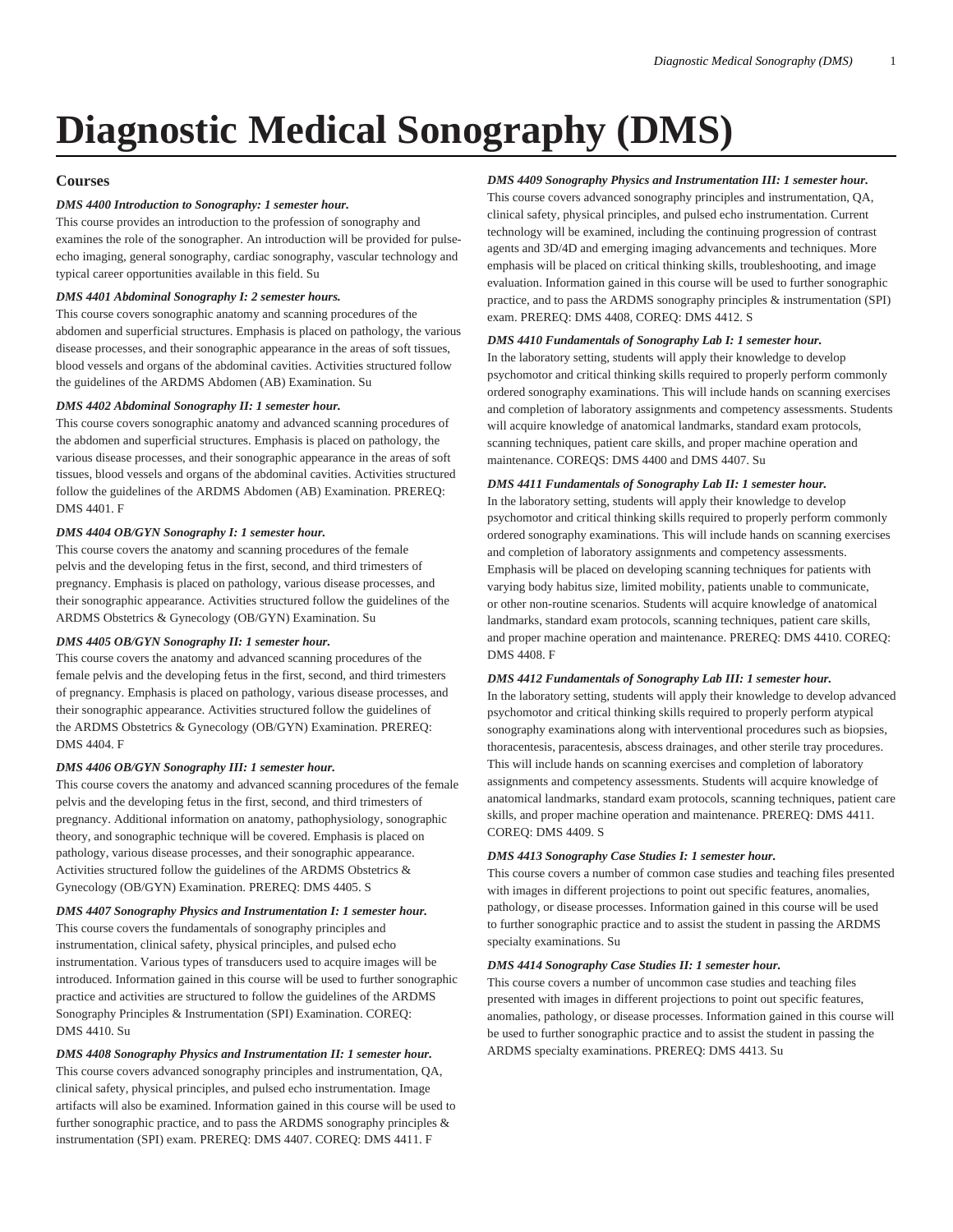# Diagnostic Medical Sonography (DMS)

## Courses

***DMS 4400 Introduction to Sonography: 1 semester hour.***

This course provides an introduction to the profession of sonography and examines the role of the sonographer. An introduction will be provided for pulse-echo imaging, general sonography, cardiac sonography, vascular technology and typical career opportunities available in this field. Su

***DMS 4401 Abdominal Sonography I: 2 semester hours.***

This course covers sonographic anatomy and scanning procedures of the abdomen and superficial structures. Emphasis is placed on pathology, the various disease processes, and their sonographic appearance in the areas of soft tissues, blood vessels and organs of the abdominal cavities. Activities structured follow the guidelines of the ARDMS Abdomen (AB) Examination. Su

***DMS 4402 Abdominal Sonography II: 1 semester hour.***

This course covers sonographic anatomy and advanced scanning procedures of the abdomen and superficial structures. Emphasis is placed on pathology, the various disease processes, and their sonographic appearance in the areas of soft tissues, blood vessels and organs of the abdominal cavities. Activities structured follow the guidelines of the ARDMS Abdomen (AB) Examination. PREREQ: DMS 4401. F

***DMS 4404 OB/GYN Sonography I: 1 semester hour.***

This course covers the anatomy and scanning procedures of the female pelvis and the developing fetus in the first, second, and third trimesters of pregnancy. Emphasis is placed on pathology, various disease processes, and their sonographic appearance. Activities structured follow the guidelines of the ARDMS Obstetrics & Gynecology (OB/GYN) Examination. Su

***DMS 4405 OB/GYN Sonography II: 1 semester hour.***

This course covers the anatomy and advanced scanning procedures of the female pelvis and the developing fetus in the first, second, and third trimesters of pregnancy. Emphasis is placed on pathology, various disease processes, and their sonographic appearance. Activities structured follow the guidelines of the ARDMS Obstetrics & Gynecology (OB/GYN) Examination. PREREQ: DMS 4404. F

***DMS 4406 OB/GYN Sonography III: 1 semester hour.***

This course covers the anatomy and advanced scanning procedures of the female pelvis and the developing fetus in the first, second, and third trimesters of pregnancy. Additional information on anatomy, pathophysiology, sonographic theory, and sonographic technique will be covered. Emphasis is placed on pathology, various disease processes, and their sonographic appearance. Activities structured follow the guidelines of the ARDMS Obstetrics & Gynecology (OB/GYN) Examination. PREREQ: DMS 4405. S

***DMS 4407 Sonography Physics and Instrumentation I: 1 semester hour.***

This course covers the fundamentals of sonography principles and instrumentation, clinical safety, physical principles, and pulsed echo instrumentation. Various types of transducers used to acquire images will be introduced. Information gained in this course will be used to further sonographic practice and activities are structured to follow the guidelines of the ARDMS Sonography Principles & Instrumentation (SPI) Examination. COREQ: DMS 4410. Su

***DMS 4408 Sonography Physics and Instrumentation II: 1 semester hour.***

This course covers advanced sonography principles and instrumentation, QA, clinical safety, physical principles, and pulsed echo instrumentation. Image artifacts will also be examined. Information gained in this course will be used to further sonographic practice, and to pass the ARDMS sonography principles & instrumentation (SPI) exam. PREREQ: DMS 4407. COREQ: DMS 4411. F

***DMS 4409 Sonography Physics and Instrumentation III: 1 semester hour.***

This course covers advanced sonography principles and instrumentation, QA, clinical safety, physical principles, and pulsed echo instrumentation. Current technology will be examined, including the continuing progression of contrast agents and 3D/4D and emerging imaging advancements and techniques. More emphasis will be placed on critical thinking skills, troubleshooting, and image evaluation. Information gained in this course will be used to further sonographic practice, and to pass the ARDMS sonography principles & instrumentation (SPI) exam. PREREQ: DMS 4408, COREQ: DMS 4412. S

***DMS 4410 Fundamentals of Sonography Lab I: 1 semester hour.***

In the laboratory setting, students will apply their knowledge to develop psychomotor and critical thinking skills required to properly perform commonly ordered sonography examinations. This will include hands on scanning exercises and completion of laboratory assignments and competency assessments. Students will acquire knowledge of anatomical landmarks, standard exam protocols, scanning techniques, patient care skills, and proper machine operation and maintenance. COREQS: DMS 4400 and DMS 4407. Su

***DMS 4411 Fundamentals of Sonography Lab II: 1 semester hour.***

In the laboratory setting, students will apply their knowledge to develop psychomotor and critical thinking skills required to properly perform commonly ordered sonography examinations. This will include hands on scanning exercises and completion of laboratory assignments and competency assessments. Emphasis will be placed on developing scanning techniques for patients with varying body habitus size, limited mobility, patients unable to communicate, or other non-routine scenarios. Students will acquire knowledge of anatomical landmarks, standard exam protocols, scanning techniques, patient care skills, and proper machine operation and maintenance. PREREQ: DMS 4410. COREQ: DMS 4408. F

***DMS 4412 Fundamentals of Sonography Lab III: 1 semester hour.***

In the laboratory setting, students will apply their knowledge to develop advanced psychomotor and critical thinking skills required to properly perform atypical sonography examinations along with interventional procedures such as biopsies, thoracentesis, paracentesis, abscess drainages, and other sterile tray procedures. This will include hands on scanning exercises and completion of laboratory assignments and competency assessments. Students will acquire knowledge of anatomical landmarks, standard exam protocols, scanning techniques, patient care skills, and proper machine operation and maintenance. PREREQ: DMS 4411. COREQ: DMS 4409. S

***DMS 4413 Sonography Case Studies I: 1 semester hour.***

This course covers a number of common case studies and teaching files presented with images in different projections to point out specific features, anomalies, pathology, or disease processes. Information gained in this course will be used to further sonographic practice and to assist the student in passing the ARDMS specialty examinations. Su

***DMS 4414 Sonography Case Studies II: 1 semester hour.***

This course covers a number of uncommon case studies and teaching files presented with images in different projections to point out specific features, anomalies, pathology, or disease processes. Information gained in this course will be used to further sonographic practice and to assist the student in passing the ARDMS specialty examinations. PREREQ: DMS 4413. Su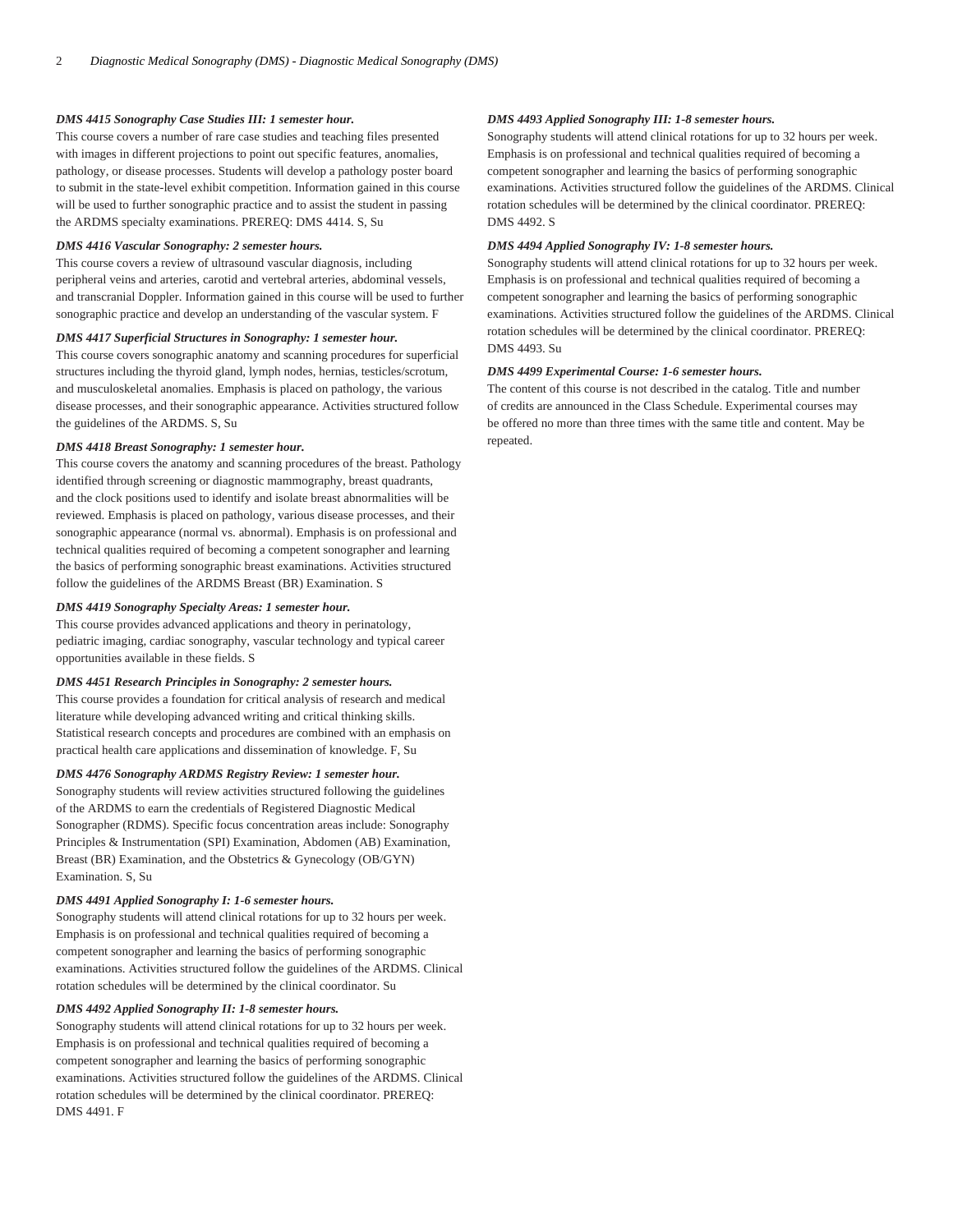***DMS 4415 Sonography Case Studies III: 1 semester hour.***

This course covers a number of rare case studies and teaching files presented with images in different projections to point out specific features, anomalies, pathology, or disease processes. Students will develop a pathology poster board to submit in the state-level exhibit competition. Information gained in this course will be used to further sonographic practice and to assist the student in passing the ARDMS specialty examinations. PREREQ: DMS 4414. S, Su

***DMS 4416 Vascular Sonography: 2 semester hours.***

This course covers a review of ultrasound vascular diagnosis, including peripheral veins and arteries, carotid and vertebral arteries, abdominal vessels, and transcranial Doppler. Information gained in this course will be used to further sonographic practice and develop an understanding of the vascular system. F

***DMS 4417 Superficial Structures in Sonography: 1 semester hour.***

This course covers sonographic anatomy and scanning procedures for superficial structures including the thyroid gland, lymph nodes, hernias, testicles/scrotum, and musculoskeletal anomalies. Emphasis is placed on pathology, the various disease processes, and their sonographic appearance. Activities structured follow the guidelines of the ARDMS. S, Su

***DMS 4418 Breast Sonography: 1 semester hour.***

This course covers the anatomy and scanning procedures of the breast. Pathology identified through screening or diagnostic mammography, breast quadrants, and the clock positions used to identify and isolate breast abnormalities will be reviewed. Emphasis is placed on pathology, various disease processes, and their sonographic appearance (normal vs. abnormal). Emphasis is on professional and technical qualities required of becoming a competent sonographer and learning the basics of performing sonographic breast examinations. Activities structured follow the guidelines of the ARDMS Breast (BR) Examination. S

***DMS 4419 Sonography Specialty Areas: 1 semester hour.***

This course provides advanced applications and theory in perinatology, pediatric imaging, cardiac sonography, vascular technology and typical career opportunities available in these fields. S

***DMS 4451 Research Principles in Sonography: 2 semester hours.***

This course provides a foundation for critical analysis of research and medical literature while developing advanced writing and critical thinking skills. Statistical research concepts and procedures are combined with an emphasis on practical health care applications and dissemination of knowledge. F, Su

***DMS 4476 Sonography ARDMS Registry Review: 1 semester hour.***

Sonography students will review activities structured following the guidelines of the ARDMS to earn the credentials of Registered Diagnostic Medical Sonographer (RDMS). Specific focus concentration areas include: Sonography Principles & Instrumentation (SPI) Examination, Abdomen (AB) Examination, Breast (BR) Examination, and the Obstetrics & Gynecology (OB/GYN) Examination. S, Su

***DMS 4491 Applied Sonography I: 1-6 semester hours.***

Sonography students will attend clinical rotations for up to 32 hours per week. Emphasis is on professional and technical qualities required of becoming a competent sonographer and learning the basics of performing sonographic examinations. Activities structured follow the guidelines of the ARDMS. Clinical rotation schedules will be determined by the clinical coordinator. Su

***DMS 4492 Applied Sonography II: 1-8 semester hours.***

Sonography students will attend clinical rotations for up to 32 hours per week. Emphasis is on professional and technical qualities required of becoming a competent sonographer and learning the basics of performing sonographic examinations. Activities structured follow the guidelines of the ARDMS. Clinical rotation schedules will be determined by the clinical coordinator. PREREQ: DMS 4491. F

***DMS 4493 Applied Sonography III: 1-8 semester hours.***

Sonography students will attend clinical rotations for up to 32 hours per week. Emphasis is on professional and technical qualities required of becoming a competent sonographer and learning the basics of performing sonographic examinations. Activities structured follow the guidelines of the ARDMS. Clinical rotation schedules will be determined by the clinical coordinator. PREREQ: DMS 4492. S

***DMS 4494 Applied Sonography IV: 1-8 semester hours.***

Sonography students will attend clinical rotations for up to 32 hours per week. Emphasis is on professional and technical qualities required of becoming a competent sonographer and learning the basics of performing sonographic examinations. Activities structured follow the guidelines of the ARDMS. Clinical rotation schedules will be determined by the clinical coordinator. PREREQ: DMS 4493. Su

***DMS 4499 Experimental Course: 1-6 semester hours.***

The content of this course is not described in the catalog. Title and number of credits are announced in the Class Schedule. Experimental courses may be offered no more than three times with the same title and content. May be repeated.